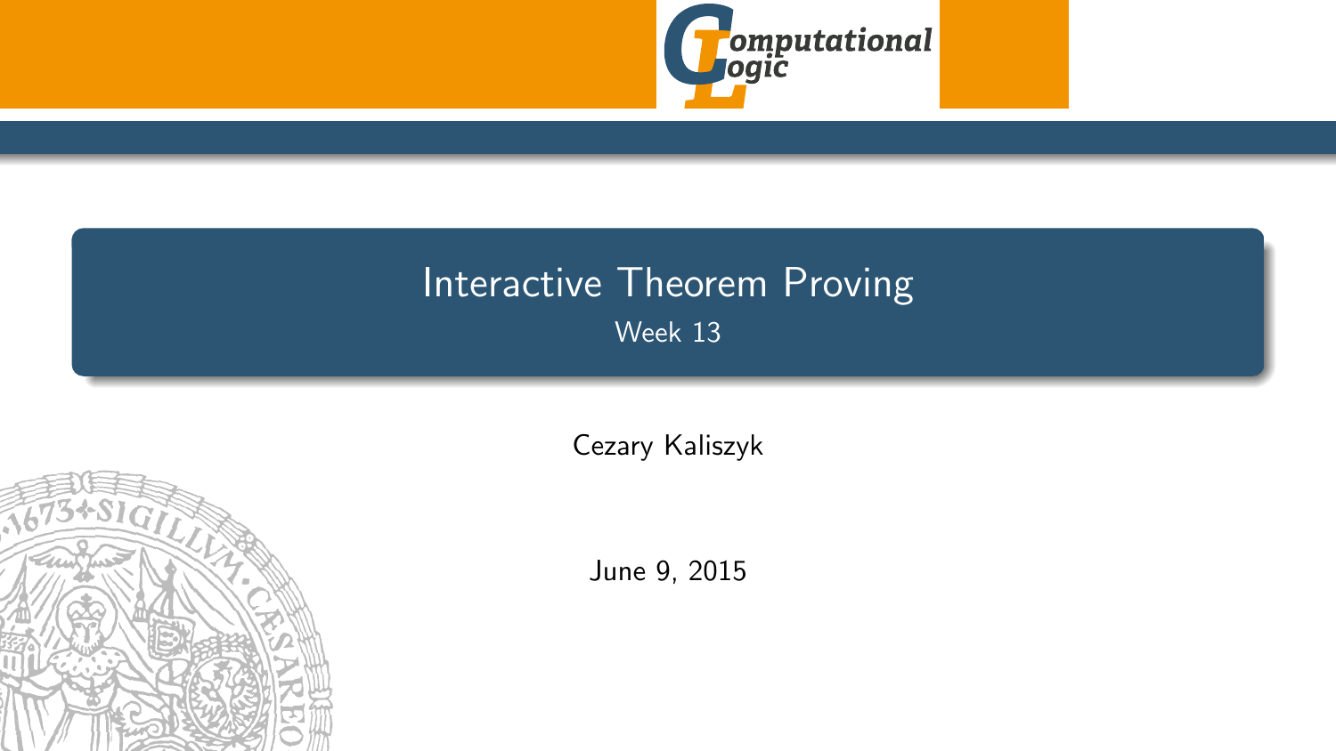# Interactive Theorem Proving

## Week 13

Cezary Kaliszyk

June 9, 2015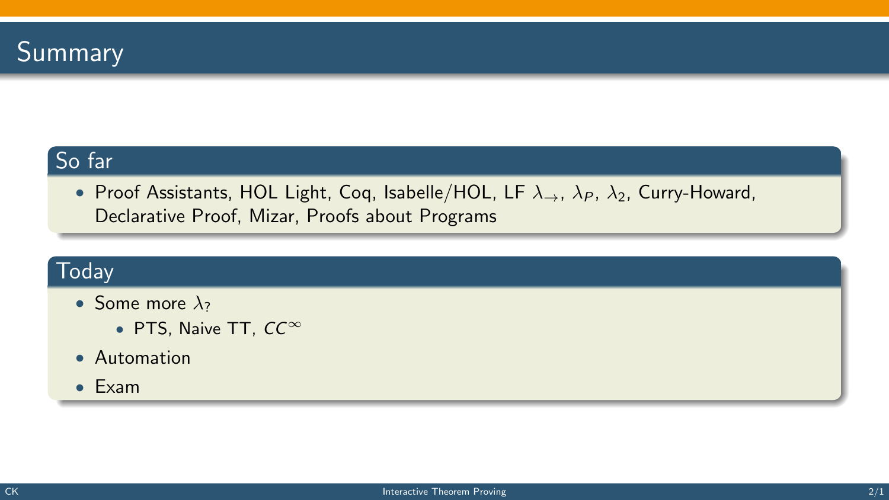# Summary

## So far

- Proof Assistants, HOL Light, Coq, Isabelle/HOL, LF $\lambda_{\rightarrow}$, $\lambda_P$, $\lambda_2$, Curry-Howard, Declarative Proof, Mizar, Proofs about Programs

## Today

- Some more $\lambda_?$
  - PTS, Naive TT, $CC^{\infty}$
- Automation
- Exam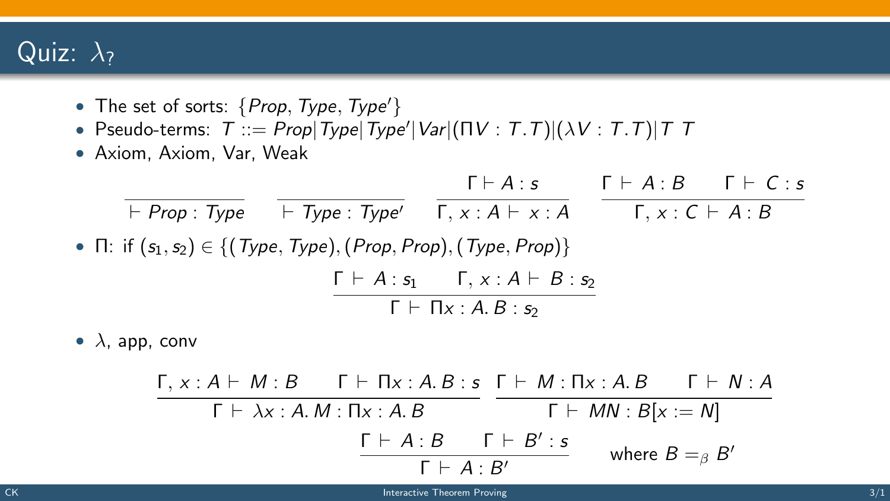# Quiz: $\lambda_?$

- The set of sorts: $\{Prop, Type, Type'\}$
- Pseudo-terms: $T ::= Prop | Type | Type' | Var | (\Pi V : T.T) | (\lambda V : T.T) | T\ T$
- Axiom, Axiom, Var, Weak

$$\frac{}{\vdash Prop : Type} \qquad \frac{}{\vdash Type : Type'} \qquad \frac{\Gamma \vdash A : s}{\Gamma, x : A \vdash x : A} \qquad \frac{\Gamma \vdash A : B \qquad \Gamma \vdash C : s}{\Gamma, x : C \vdash A : B}$$

- $\Pi$: if $(s_1, s_2) \in \{(Type, Type), (Prop, Prop), (Type, Prop)\}$

$$\frac{\Gamma \vdash A : s_1 \qquad \Gamma, x : A \vdash B : s_2}{\Gamma \vdash \Pi x : A.\, B : s_2}$$

- $\lambda$, app, conv

$$\frac{\Gamma, x : A \vdash M : B \qquad \Gamma \vdash \Pi x : A.\, B : s}{\Gamma \vdash \lambda x : A.\, M : \Pi x : A.\, B} \qquad \frac{\Gamma \vdash M : \Pi x : A.\, B \qquad \Gamma \vdash N : A}{\Gamma \vdash MN : B[x := N]}$$

$$\frac{\Gamma \vdash A : B \qquad \Gamma \vdash B' : s}{\Gamma \vdash A : B'} \qquad \text{where } B =_\beta B'$$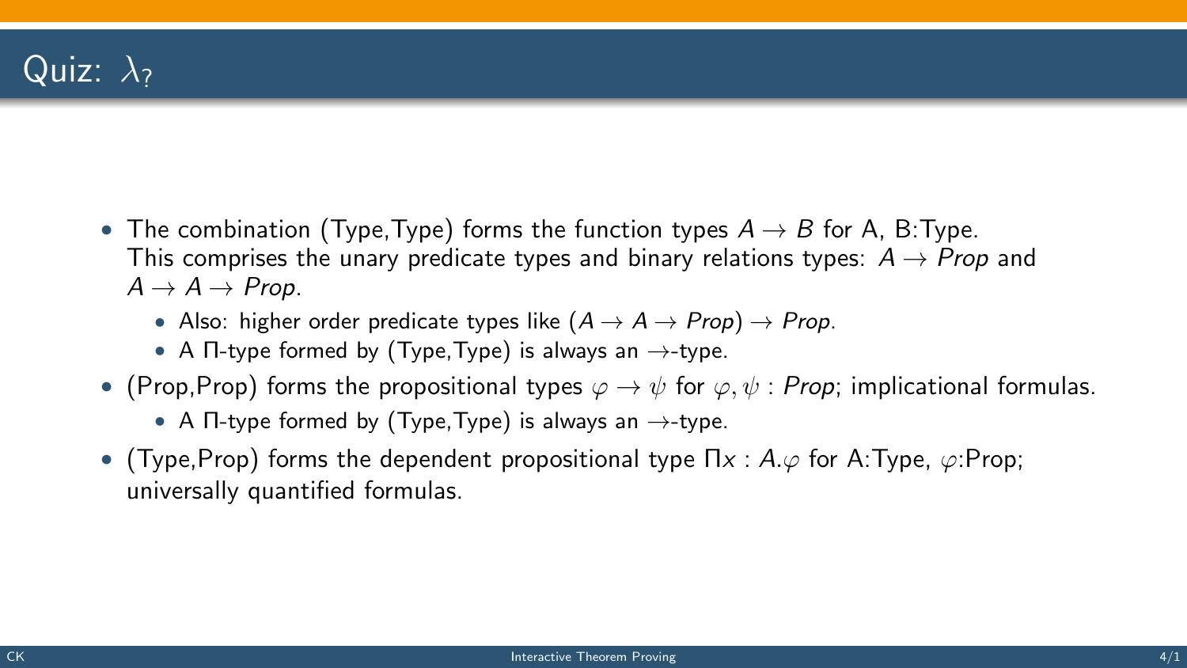# Quiz: $\lambda_?$

- The combination (Type,Type) forms the function types $A \to B$ for A, B:Type. This comprises the unary predicate types and binary relations types: $A \to Prop$ and $A \to A \to Prop$.
  - Also: higher order predicate types like $(A \to A \to Prop) \to Prop$.
  - A Π-type formed by (Type,Type) is always an $\to$-type.
- (Prop,Prop) forms the propositional types $\varphi \to \psi$ for $\varphi, \psi : Prop$; implicational formulas.
  - A Π-type formed by (Type,Type) is always an $\to$-type.
- (Type,Prop) forms the dependent propositional type $\Pi x : A.\varphi$ for A:Type, $\varphi$:Prop; universally quantified formulas.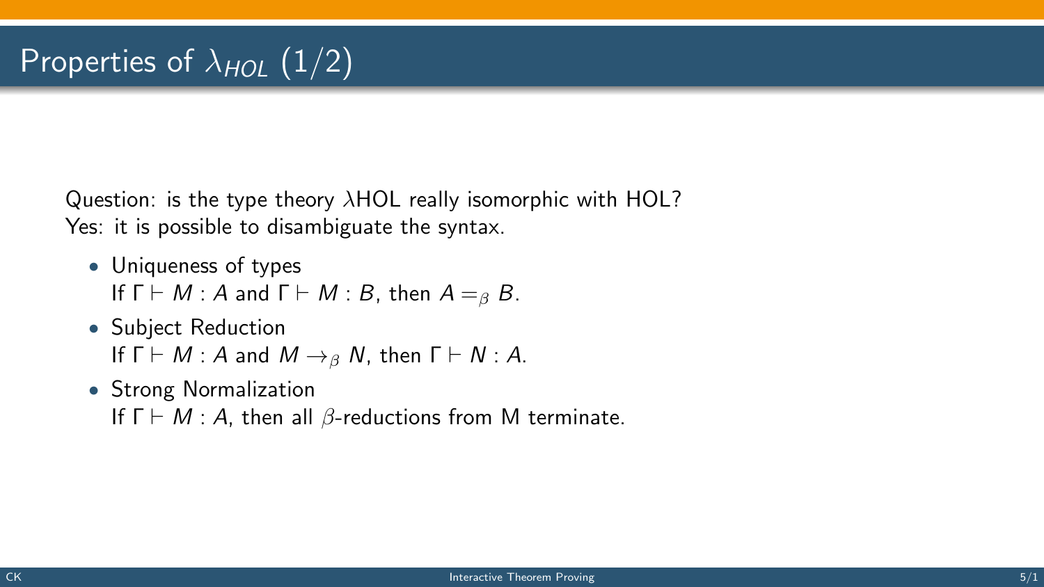# Properties of $\lambda_{HOL}$ (1/2)

Question: is the type theory $\lambda$HOL really isomorphic with HOL?
Yes: it is possible to disambiguate the syntax.

- Uniqueness of types
  If $\Gamma \vdash M : A$ and $\Gamma \vdash M : B$, then $A =_\beta B$.
- Subject Reduction
  If $\Gamma \vdash M : A$ and $M \to_\beta N$, then $\Gamma \vdash N : A$.
- Strong Normalization
  If $\Gamma \vdash M : A$, then all $\beta$-reductions from M terminate.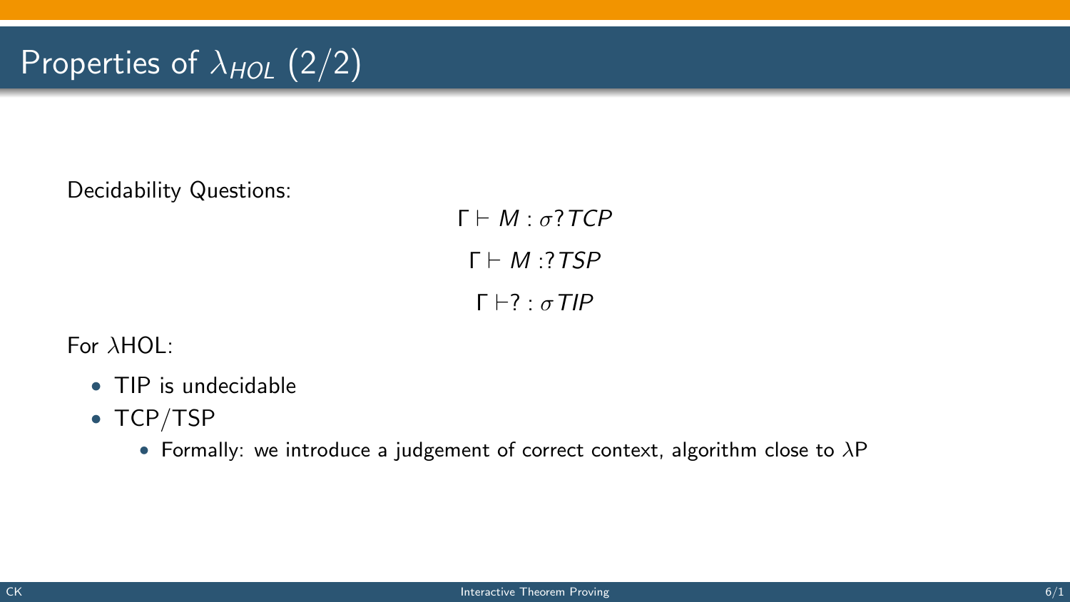# Properties of $\lambda_{HOL}$ (2/2)

Decidability Questions:

$$\Gamma \vdash M : \sigma ? TCP$$

$$\Gamma \vdash M : ? TSP$$

$$\Gamma \vdash ? : \sigma TIP$$

For $\lambda$HOL:

- TIP is undecidable
- TCP/TSP
  - Formally: we introduce a judgement of correct context, algorithm close to $\lambda$P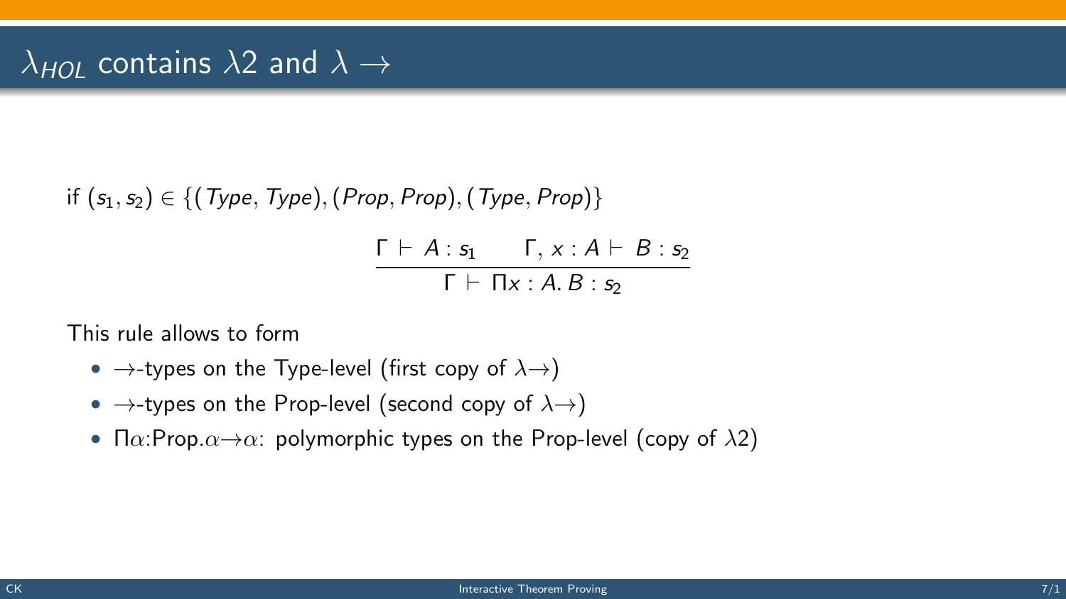# $\lambda_{HOL}$ contains $\lambda 2$ and $\lambda \rightarrow$

if $(s_1, s_2) \in \{(Type, Type), (Prop, Prop), (Type, Prop)\}$

$$\frac{\Gamma \vdash A : s_1 \qquad \Gamma, x : A \vdash B : s_2}{\Gamma \vdash \Pi x : A.\, B : s_2}$$

This rule allows to form

- $\rightarrow$-types on the Type-level (first copy of $\lambda{\rightarrow}$)
- $\rightarrow$-types on the Prop-level (second copy of $\lambda{\rightarrow}$)
- $\Pi\alpha$:Prop.$\alpha{\rightarrow}\alpha$: polymorphic types on the Prop-level (copy of $\lambda 2$)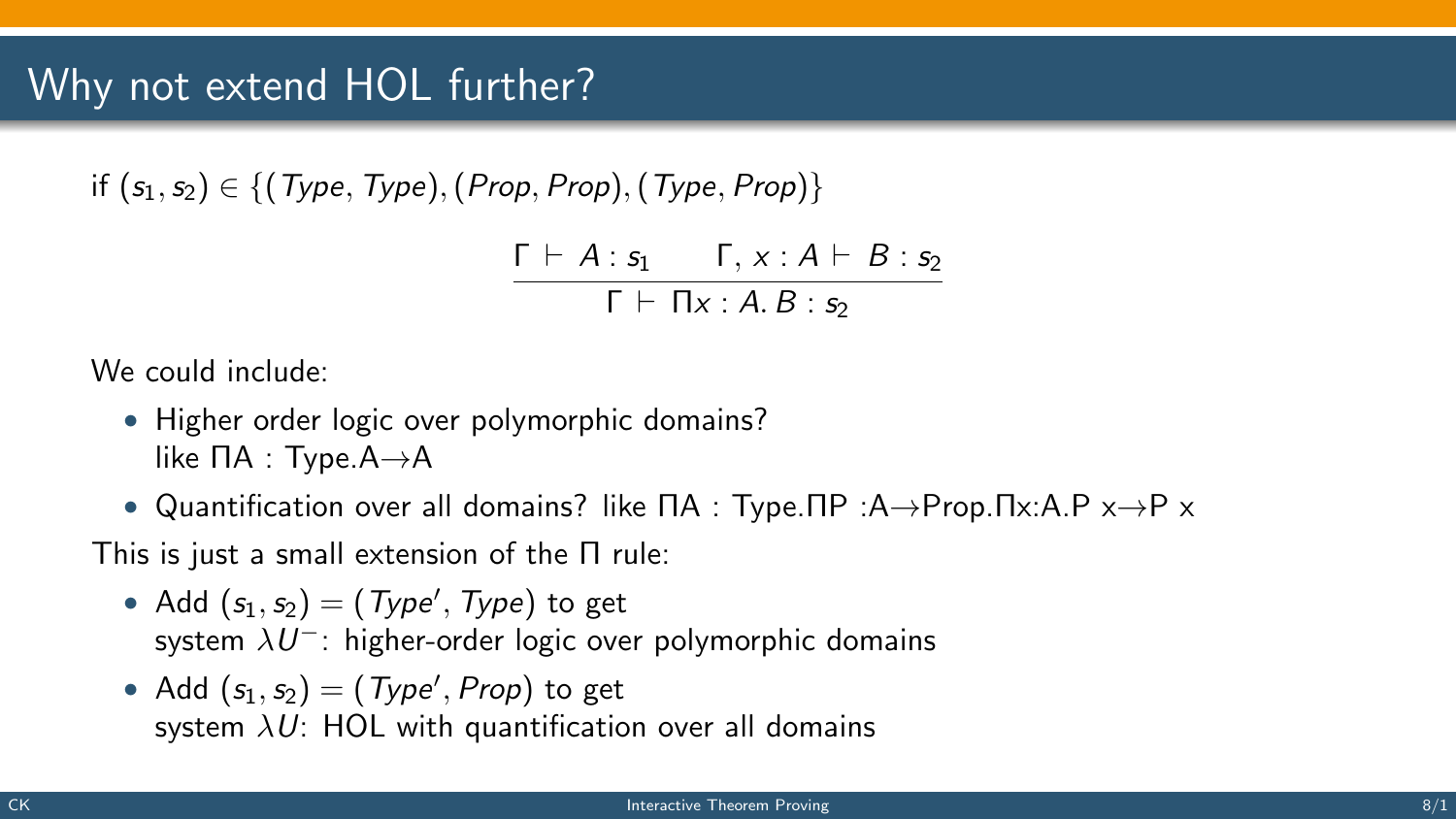# Why not extend HOL further?

if $(s_1, s_2) \in \{(Type, Type), (Prop, Prop), (Type, Prop)\}$

$$\frac{\Gamma \vdash A : s_1 \qquad \Gamma, x : A \vdash B : s_2}{\Gamma \vdash \Pi x : A.\, B : s_2}$$

We could include:

- Higher order logic over polymorphic domains?
  like ΠA : Type.A→A
- Quantification over all domains? like ΠA : Type.ΠP :A→Prop.Πx:A.P x→P x

This is just a small extension of the Π rule:

- Add $(s_1, s_2) = (Type', Type)$ to get
  system $\lambda U^-$: higher-order logic over polymorphic domains
- Add $(s_1, s_2) = (Type', Prop)$ to get
  system $\lambda U$: HOL with quantification over all domains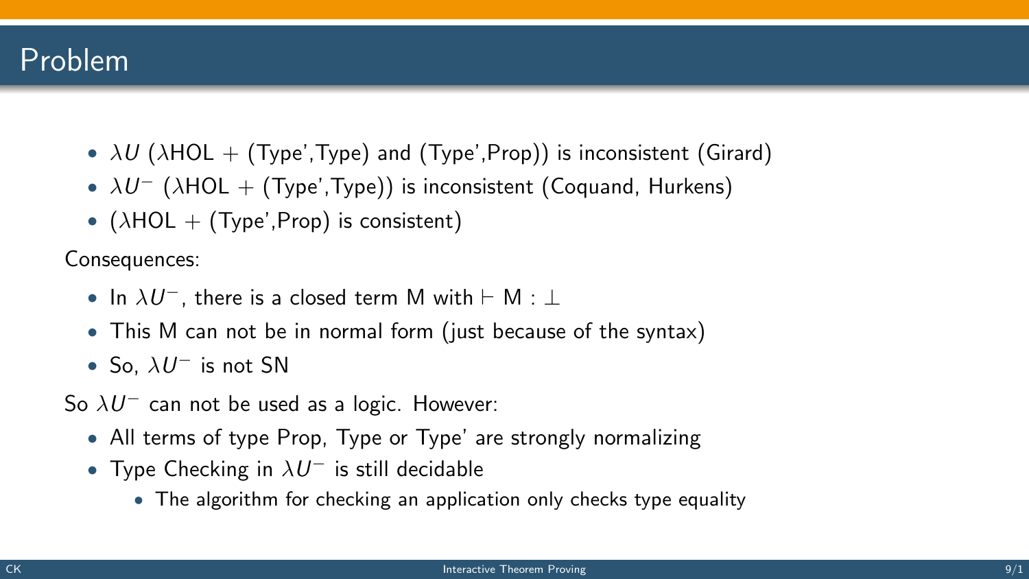# Problem

- $\lambda U$ ($\lambda$HOL + (Type',Type) and (Type',Prop)) is inconsistent (Girard)
- $\lambda U^-$ ($\lambda$HOL + (Type',Type)) is inconsistent (Coquand, Hurkens)
- ($\lambda$HOL + (Type',Prop) is consistent)

Consequences:

- In $\lambda U^-$, there is a closed term M with $\vdash$ M : $\bot$
- This M can not be in normal form (just because of the syntax)
- So, $\lambda U^-$ is not SN

So $\lambda U^-$ can not be used as a logic. However:

- All terms of type Prop, Type or Type' are strongly normalizing
- Type Checking in $\lambda U^-$ is still decidable
  - The algorithm for checking an application only checks type equality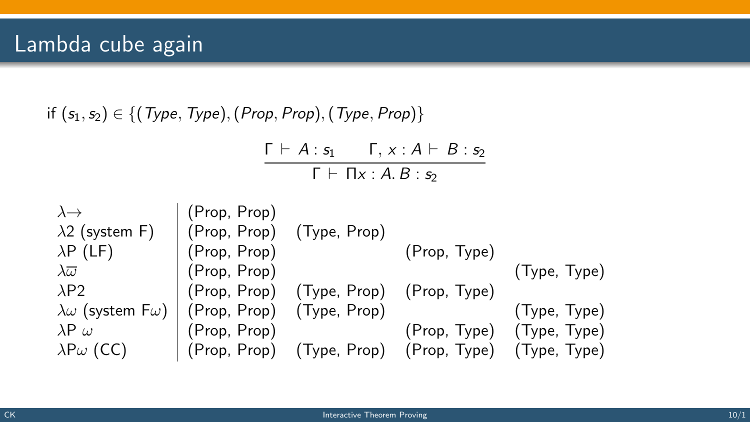# Lambda cube again

if $(s_1, s_2) \in \{(Type, Type), (Prop, Prop), (Type, Prop)\}$

$$\frac{\Gamma \vdash A : s_1 \qquad \Gamma, x : A \vdash B : s_2}{\Gamma \vdash \Pi x : A.\, B : s_2}$$

| | | | | |
|---|---|---|---|---|
| $\lambda\!\rightarrow$ | (Prop, Prop) | | | |
| $\lambda 2$ (system F) | (Prop, Prop) | (Type, Prop) | | |
| $\lambda P$ (LF) | (Prop, Prop) | | (Prop, Type) | |
| $\lambda\overline{\omega}$ | (Prop, Prop) | | | (Type, Type) |
| $\lambda P2$ | (Prop, Prop) | (Type, Prop) | (Prop, Type) | |
| $\lambda\omega$ (system $F\omega$) | (Prop, Prop) | (Type, Prop) | | (Type, Type) |
| $\lambda P\ \omega$ | (Prop, Prop) | | (Prop, Type) | (Type, Type) |
| $\lambda P\omega$ (CC) | (Prop, Prop) | (Type, Prop) | (Prop, Type) | (Type, Type) |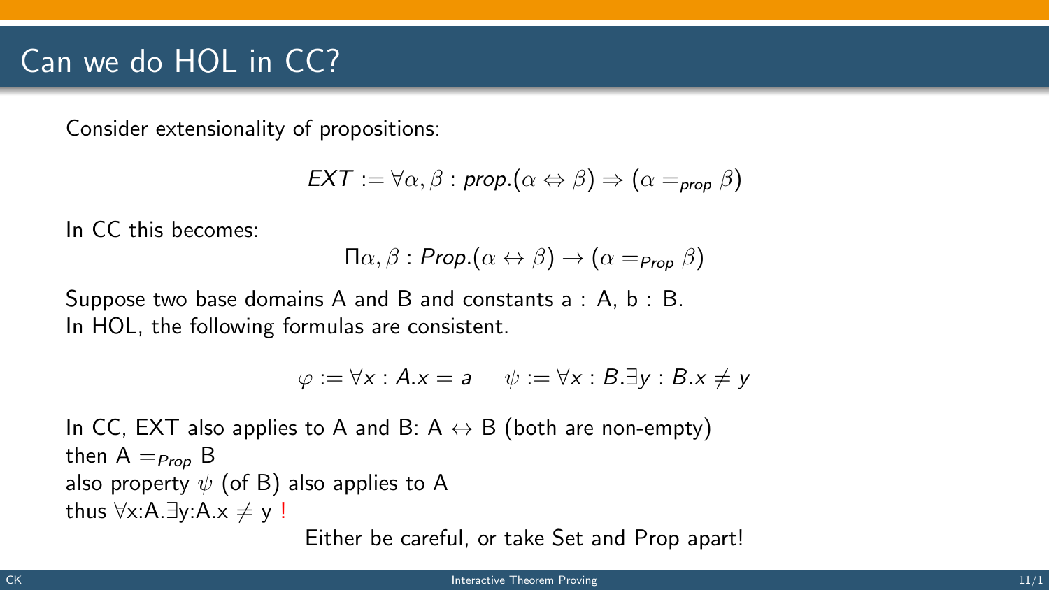# Can we do HOL in CC?

Consider extensionality of propositions:

$$EXT := \forall \alpha, \beta : prop.(\alpha \Leftrightarrow \beta) \Rightarrow (\alpha =_{prop} \beta)$$

In CC this becomes:

$$\Pi \alpha, \beta : Prop.(\alpha \leftrightarrow \beta) \rightarrow (\alpha =_{Prop} \beta)$$

Suppose two base domains A and B and constants a : A, b : B.
In HOL, the following formulas are consistent.

$$\varphi := \forall x : A.x = a \qquad \psi := \forall x : B.\exists y : B.x \neq y$$

In CC, EXT also applies to A and B: $A \leftrightarrow B$ (both are non-empty)
then $A =_{Prop} B$
also property $\psi$ (of B) also applies to A
thus $\forall$x:A.$\exists$y:A.x $\neq$ y !

Either be careful, or take Set and Prop apart!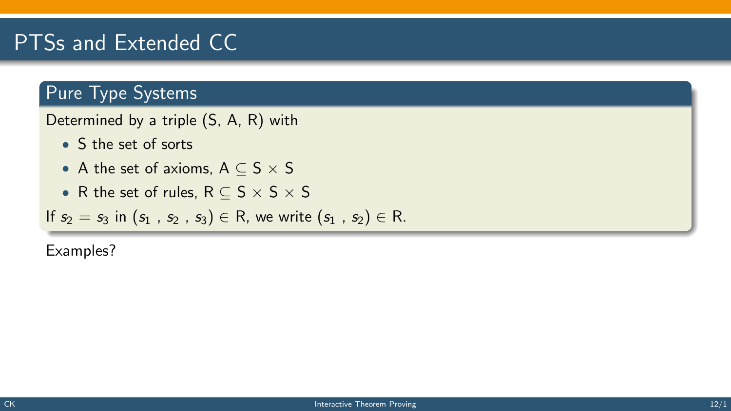# PTSs and Extended CC

## Pure Type Systems

Determined by a triple (S, A, R) with

- S the set of sorts
- A the set of axioms, $A \subseteq S \times S$
- R the set of rules, $R \subseteq S \times S \times S$

If $s_2 = s_3$ in $(s_1, s_2, s_3) \in R$, we write $(s_1, s_2) \in R$.

Examples?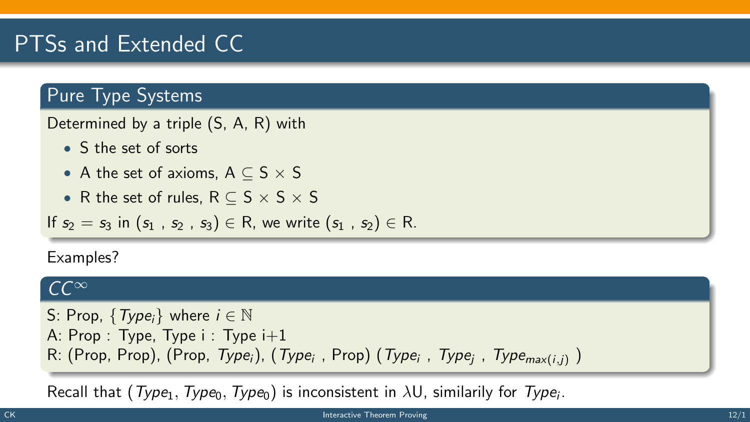# PTSs and Extended CC

## Pure Type Systems

Determined by a triple (S, A, R) with

- S the set of sorts
- A the set of axioms, A $\subseteq$ S $\times$ S
- R the set of rules, R $\subseteq$ S $\times$ S $\times$ S

If $s_2 = s_3$ in $(s_1\ , s_2\ , s_3) \in$ R, we write $(s_1\ , s_2) \in$ R.

Examples?

## $CC^{\infty}$

S: Prop, $\{Type_i\}$ where $i \in \mathbb{N}$
A: Prop : Type, Type i : Type i+1
R: (Prop, Prop), (Prop, $Type_i$), ($Type_i$ , Prop) ($Type_i$ , $Type_j$ , $Type_{max(i,j)}$ )

Recall that $(Type_1, Type_0, Type_0)$ is inconsistent in $\lambda$U, similarily for $Type_i$.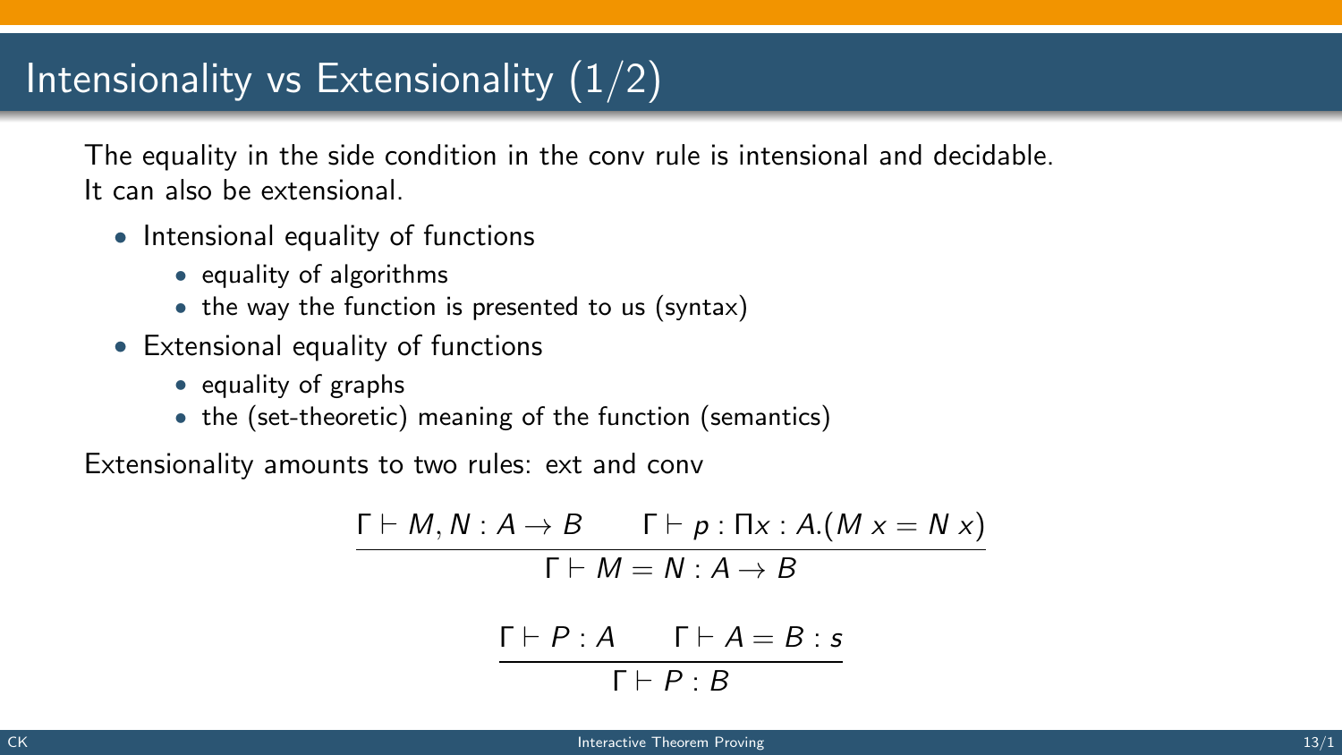# Intensionality vs Extensionality (1/2)

The equality in the side condition in the conv rule is intensional and decidable.
It can also be extensional.

- Intensional equality of functions
  - equality of algorithms
  - the way the function is presented to us (syntax)
- Extensional equality of functions
  - equality of graphs
  - the (set-theoretic) meaning of the function (semantics)

Extensionality amounts to two rules: ext and conv

$$\frac{\Gamma \vdash M, N : A \to B \qquad \Gamma \vdash p : \Pi x : A.(M\,x = N\,x)}{\Gamma \vdash M = N : A \to B}$$

$$\frac{\Gamma \vdash P : A \qquad \Gamma \vdash A = B : s}{\Gamma \vdash P : B}$$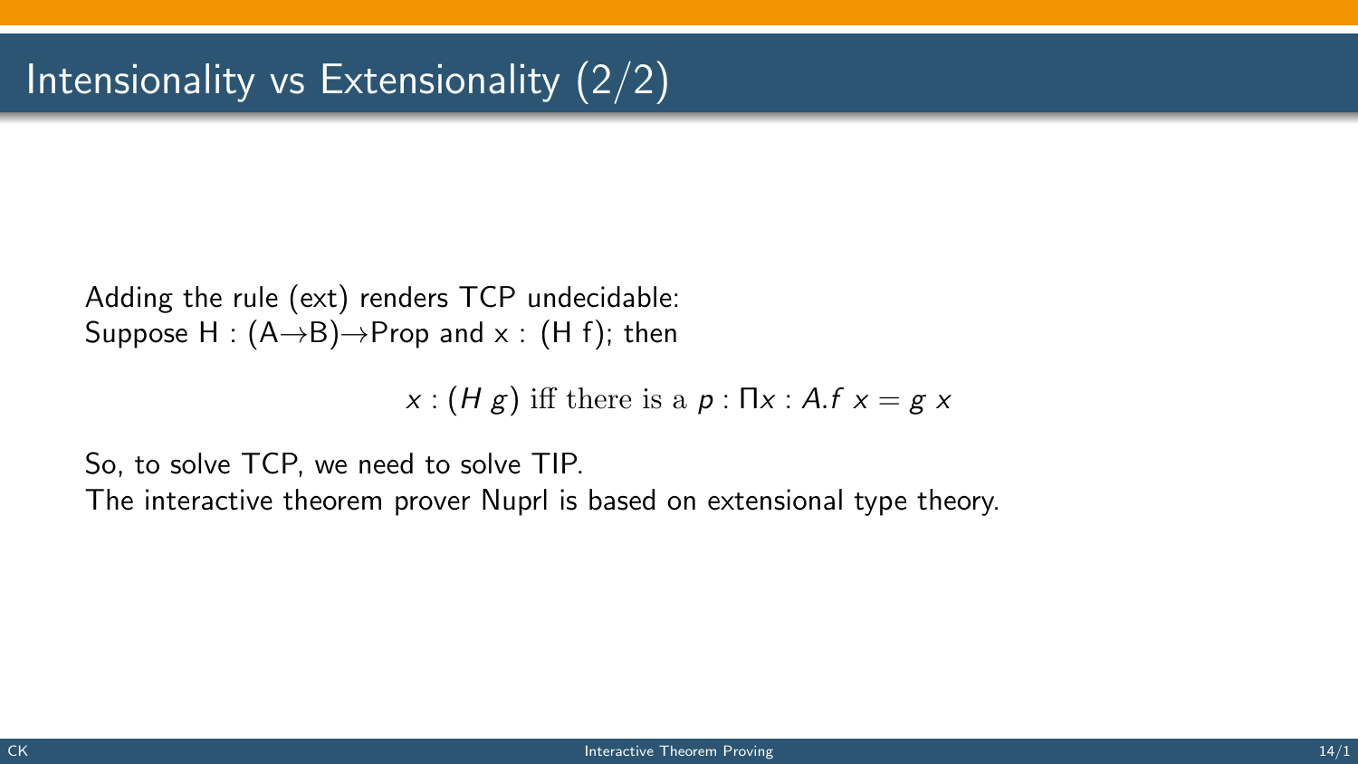# Intensionality vs Extensionality (2/2)

Adding the rule (ext) renders TCP undecidable:
Suppose H : (A→B)→Prop and x : (H f); then

$$x : (H\ g) \text{ iff there is a } p : \Pi x : A.f\ x = g\ x$$

So, to solve TCP, we need to solve TIP.
The interactive theorem prover Nuprl is based on extensional type theory.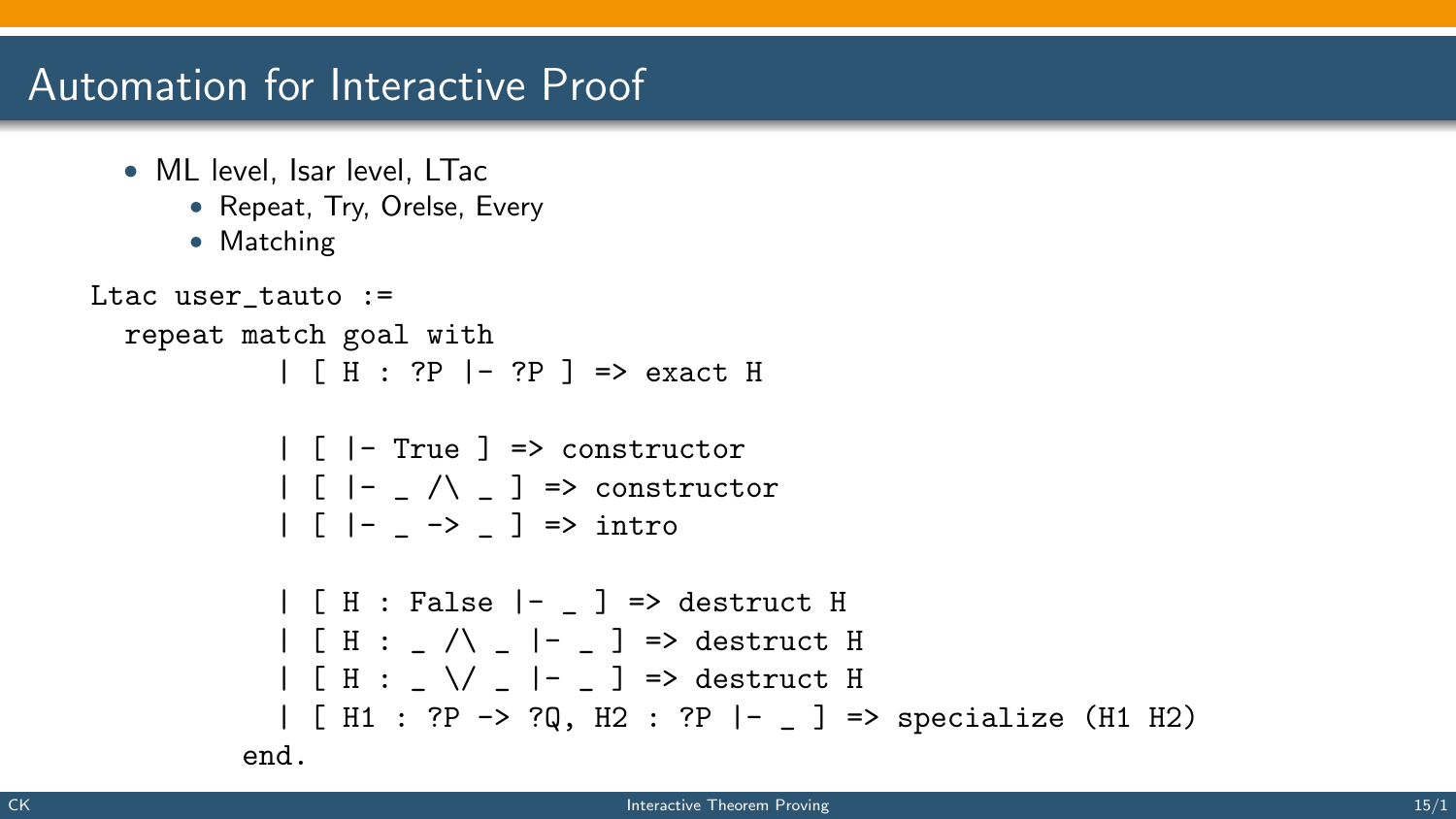# Automation for Interactive Proof

- ML level, Isar level, LTac
  - Repeat, Try, Orelse, Every
  - Matching

```
Ltac user_tauto :=
  repeat match goal with
         | [ H : ?P |- ?P ] => exact H

         | [ |- True ] => constructor
         | [ |- _ /\ _ ] => constructor
         | [ |- _ -> _ ] => intro

         | [ H : False |- _ ] => destruct H
         | [ H : _ /\ _ |- _ ] => destruct H
         | [ H : _ \/ _ |- _ ] => destruct H
         | [ H1 : ?P -> ?Q, H2 : ?P |- _ ] => specialize (H1 H2)
       end.
```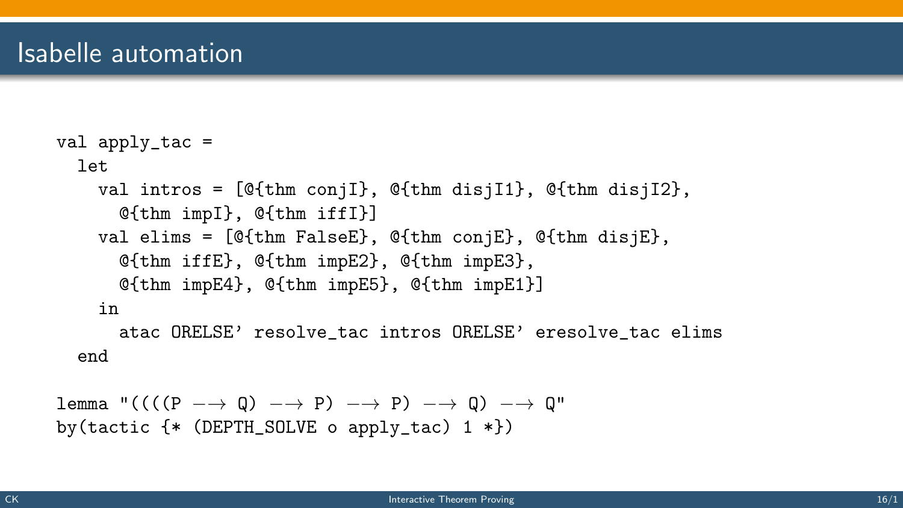# Isabelle automation

```
val apply_tac =
  let
    val intros = [@{thm conjI}, @{thm disjI1}, @{thm disjI2},
      @{thm impI}, @{thm iffI}]
    val elims = [@{thm FalseE}, @{thm conjE}, @{thm disjE},
      @{thm iffE}, @{thm impE2}, @{thm impE3},
      @{thm impE4}, @{thm impE5}, @{thm impE1}]
    in
      atac ORELSE' resolve_tac intros ORELSE' eresolve_tac elims
  end

lemma "((((P ⟶ Q) ⟶ P) ⟶ P) ⟶ Q) ⟶ Q"
by(tactic {* (DEPTH_SOLVE o apply_tac) 1 *})
```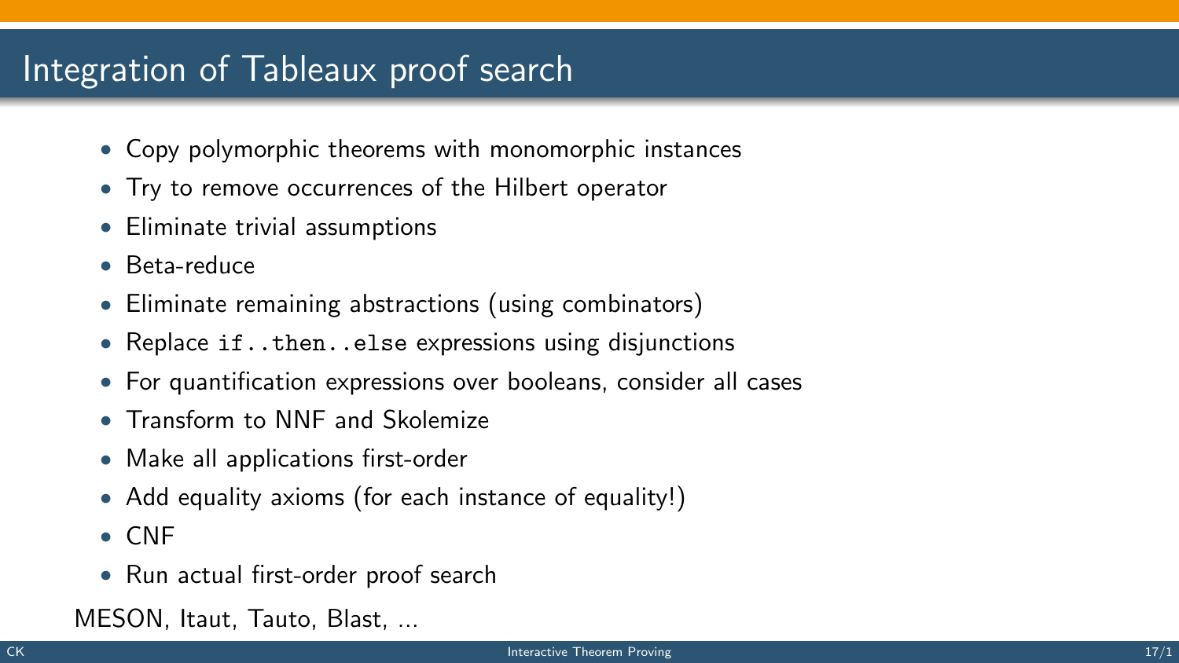# Integration of Tableaux proof search

- Copy polymorphic theorems with monomorphic instances
- Try to remove occurrences of the Hilbert operator
- Eliminate trivial assumptions
- Beta-reduce
- Eliminate remaining abstractions (using combinators)
- Replace `if..then..else` expressions using disjunctions
- For quantification expressions over booleans, consider all cases
- Transform to NNF and Skolemize
- Make all applications first-order
- Add equality axioms (for each instance of equality!)
- CNF
- Run actual first-order proof search

MESON, Itaut, Tauto, Blast, ...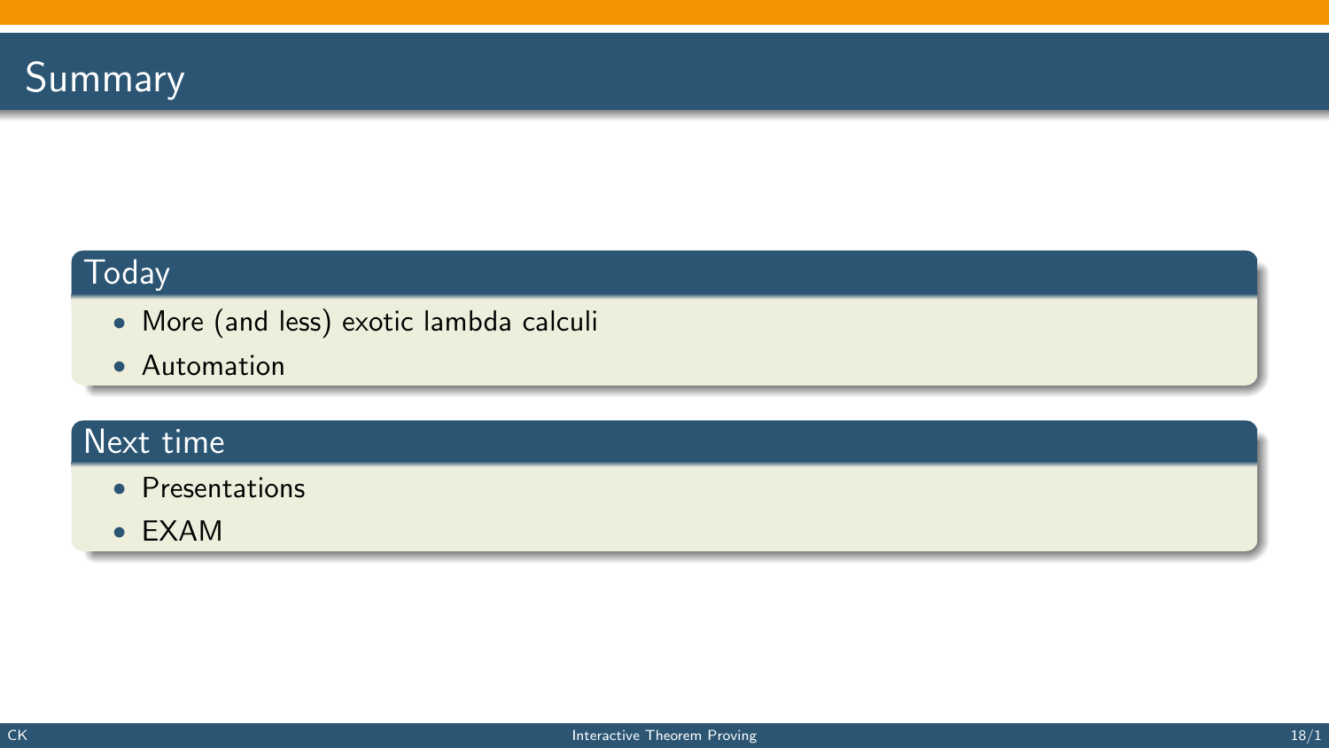# Summary

### Today

- More (and less) exotic lambda calculi
- Automation

### Next time

- Presentations
- EXAM